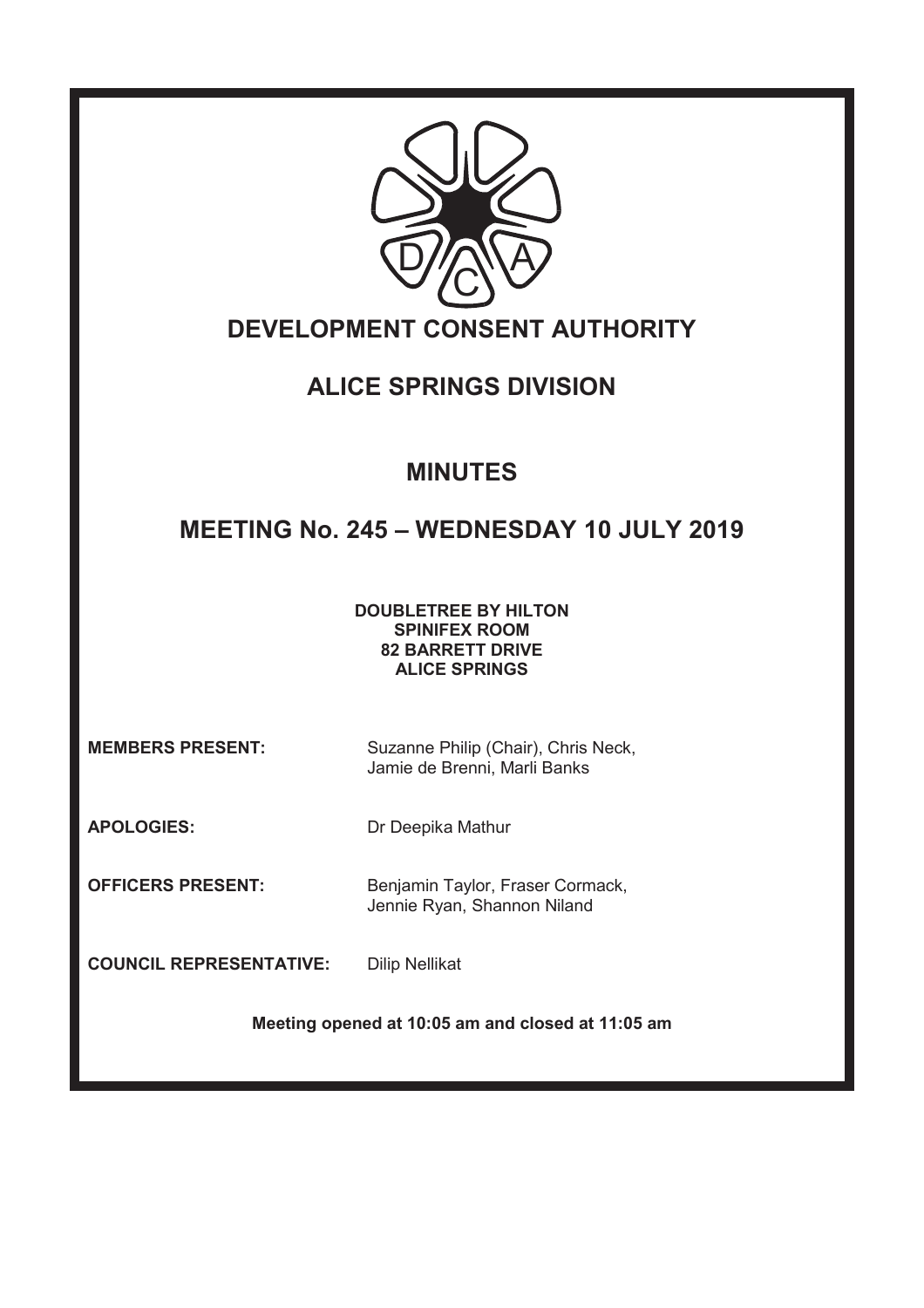# DEVELOPMENT CONSENT AUTHORITY

## ALICE SPRINGS DIVISION

## MINUTES

## MEETING No. 245 – WEDNESDAY 10 JULY 2019

**DOUBLETREE BY HILTON**
**SPINIFEX ROOM**
**82 BARRETT DRIVE**
**ALICE SPRINGS**

**MEMBERS PRESENT:** Suzanne Philip (Chair), Chris Neck, Jamie de Brenni, Marli Banks

**APOLOGIES:** Dr Deepika Mathur

**OFFICERS PRESENT:** Benjamin Taylor, Fraser Cormack, Jennie Ryan, Shannon Niland

**COUNCIL REPRESENTATIVE:** Dilip Nellikat

**Meeting opened at 10:05 am and closed at 11:05 am**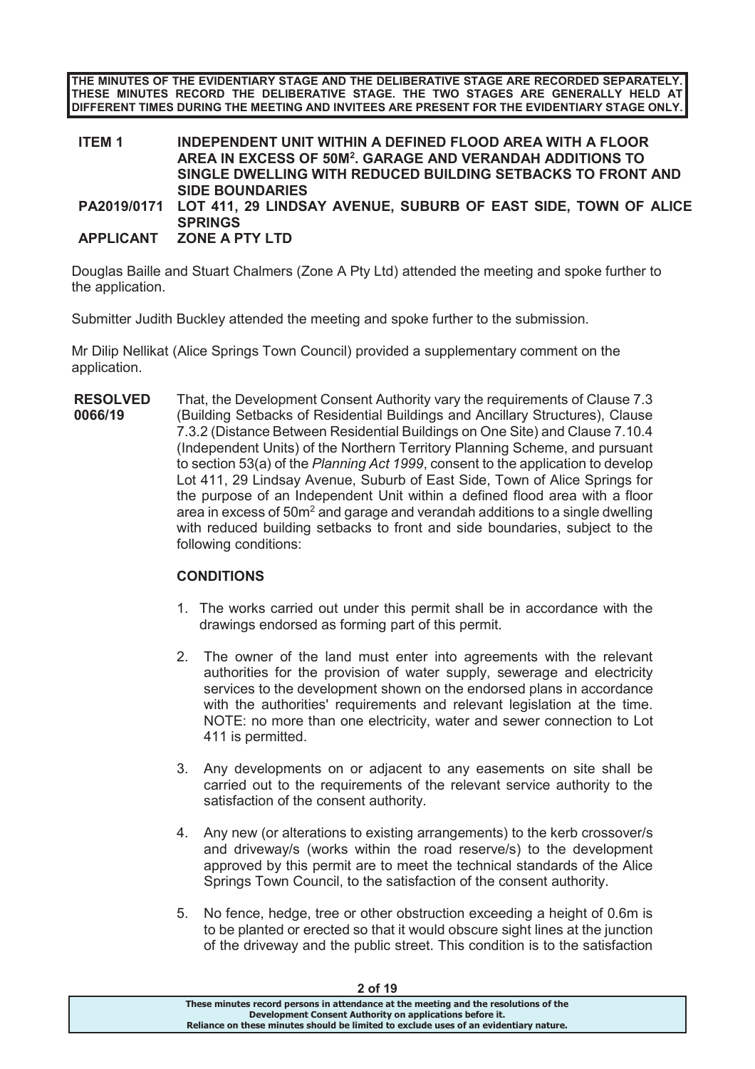**THE MINUTES OF THE EVIDENTIARY STAGE AND THE DELIBERATIVE STAGE ARE RECORDED SEPARATELY. THESE MINUTES RECORD THE DELIBERATIVE STAGE. THE TWO STAGES ARE GENERALLY HELD AT DIFFERENT TIMES DURING THE MEETING AND INVITEES ARE PRESENT FOR THE EVIDENTIARY STAGE ONLY.**

**ITEM 1** **INDEPENDENT UNIT WITHIN A DEFINED FLOOD AREA WITH A FLOOR AREA IN EXCESS OF 50M². GARAGE AND VERANDAH ADDITIONS TO SINGLE DWELLING WITH REDUCED BUILDING SETBACKS TO FRONT AND SIDE BOUNDARIES**

**PA2019/0171** **LOT 411, 29 LINDSAY AVENUE, SUBURB OF EAST SIDE, TOWN OF ALICE SPRINGS**

**APPLICANT** **ZONE A PTY LTD**

Douglas Baille and Stuart Chalmers (Zone A Pty Ltd) attended the meeting and spoke further to the application.

Submitter Judith Buckley attended the meeting and spoke further to the submission.

Mr Dilip Nellikat (Alice Springs Town Council) provided a supplementary comment on the application.

**RESOLVED 0066/19**

That, the Development Consent Authority vary the requirements of Clause 7.3 (Building Setbacks of Residential Buildings and Ancillary Structures), Clause 7.3.2 (Distance Between Residential Buildings on One Site) and Clause 7.10.4 (Independent Units) of the Northern Territory Planning Scheme, and pursuant to section 53(a) of the *Planning Act 1999*, consent to the application to develop Lot 411, 29 Lindsay Avenue, Suburb of East Side, Town of Alice Springs for the purpose of an Independent Unit within a defined flood area with a floor area in excess of 50m² and garage and verandah additions to a single dwelling with reduced building setbacks to front and side boundaries, subject to the following conditions:

**CONDITIONS**

1. The works carried out under this permit shall be in accordance with the drawings endorsed as forming part of this permit.

2. The owner of the land must enter into agreements with the relevant authorities for the provision of water supply, sewerage and electricity services to the development shown on the endorsed plans in accordance with the authorities' requirements and relevant legislation at the time. NOTE: no more than one electricity, water and sewer connection to Lot 411 is permitted.

3. Any developments on or adjacent to any easements on site shall be carried out to the requirements of the relevant service authority to the satisfaction of the consent authority.

4. Any new (or alterations to existing arrangements) to the kerb crossover/s and driveway/s (works within the road reserve/s) to the development approved by this permit are to meet the technical standards of the Alice Springs Town Council, to the satisfaction of the consent authority.

5. No fence, hedge, tree or other obstruction exceeding a height of 0.6m is to be planted or erected so that it would obscure sight lines at the junction of the driveway and the public street. This condition is to the satisfaction

These minutes record persons in attendance at the meeting and the resolutions of the Development Consent Authority on applications before it. Reliance on these minutes should be limited to exclude uses of an evidentiary nature.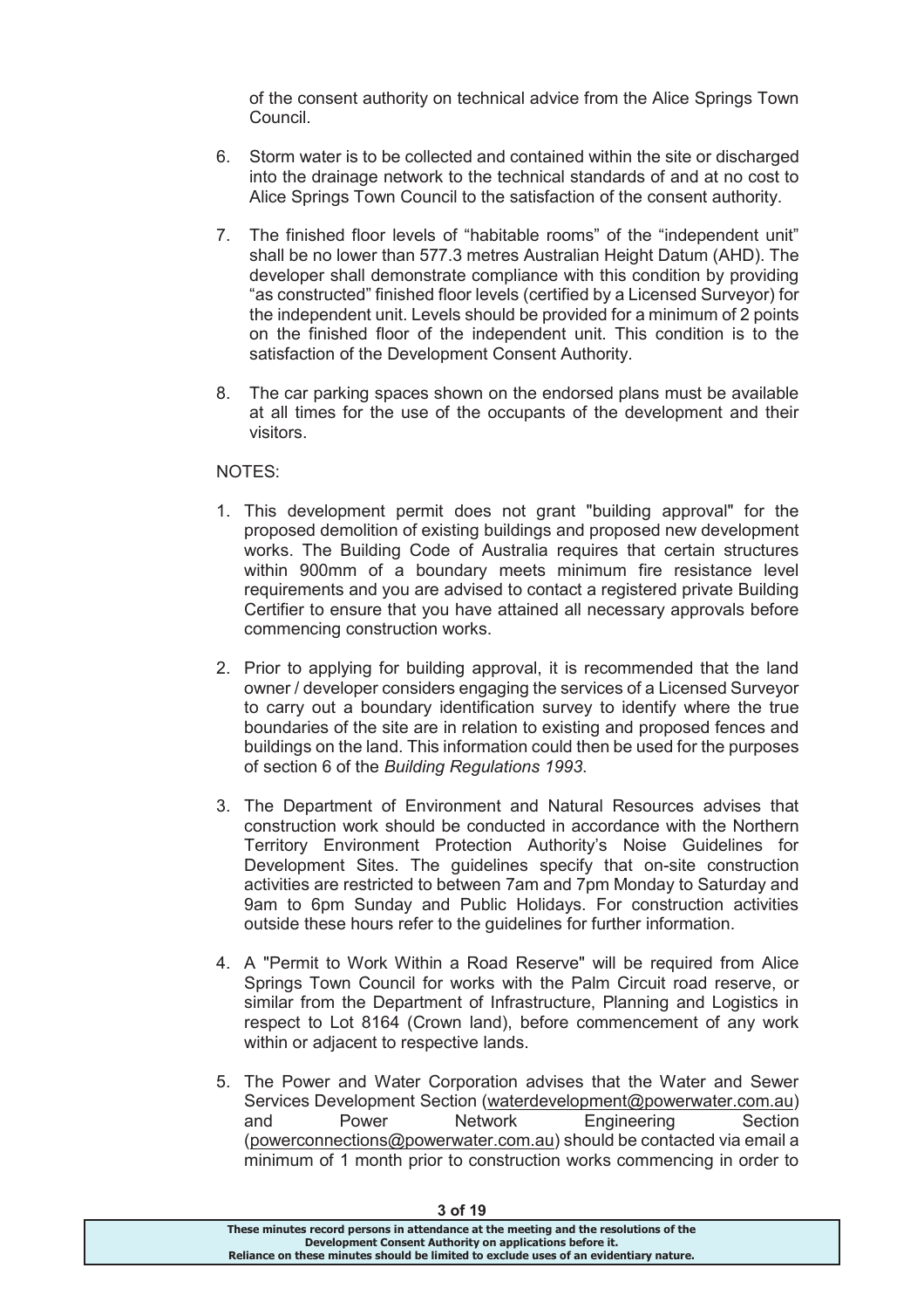of the consent authority on technical advice from the Alice Springs Town Council.

6. Storm water is to be collected and contained within the site or discharged into the drainage network to the technical standards of and at no cost to Alice Springs Town Council to the satisfaction of the consent authority.

7. The finished floor levels of "habitable rooms" of the "independent unit" shall be no lower than 577.3 metres Australian Height Datum (AHD). The developer shall demonstrate compliance with this condition by providing "as constructed" finished floor levels (certified by a Licensed Surveyor) for the independent unit. Levels should be provided for a minimum of 2 points on the finished floor of the independent unit. This condition is to the satisfaction of the Development Consent Authority.

8. The car parking spaces shown on the endorsed plans must be available at all times for the use of the occupants of the development and their visitors.

NOTES:

1. This development permit does not grant "building approval" for the proposed demolition of existing buildings and proposed new development works. The Building Code of Australia requires that certain structures within 900mm of a boundary meets minimum fire resistance level requirements and you are advised to contact a registered private Building Certifier to ensure that you have attained all necessary approvals before commencing construction works.

2. Prior to applying for building approval, it is recommended that the land owner / developer considers engaging the services of a Licensed Surveyor to carry out a boundary identification survey to identify where the true boundaries of the site are in relation to existing and proposed fences and buildings on the land. This information could then be used for the purposes of section 6 of the *Building Regulations 1993*.

3. The Department of Environment and Natural Resources advises that construction work should be conducted in accordance with the Northern Territory Environment Protection Authority's Noise Guidelines for Development Sites. The guidelines specify that on-site construction activities are restricted to between 7am and 7pm Monday to Saturday and 9am to 6pm Sunday and Public Holidays. For construction activities outside these hours refer to the guidelines for further information.

4. A "Permit to Work Within a Road Reserve" will be required from Alice Springs Town Council for works with the Palm Circuit road reserve, or similar from the Department of Infrastructure, Planning and Logistics in respect to Lot 8164 (Crown land), before commencement of any work within or adjacent to respective lands.

5. The Power and Water Corporation advises that the Water and Sewer Services Development Section (waterdevelopment@powerwater.com.au) and Power Network Engineering Section (powerconnections@powerwater.com.au) should be contacted via email a minimum of 1 month prior to construction works commencing in order to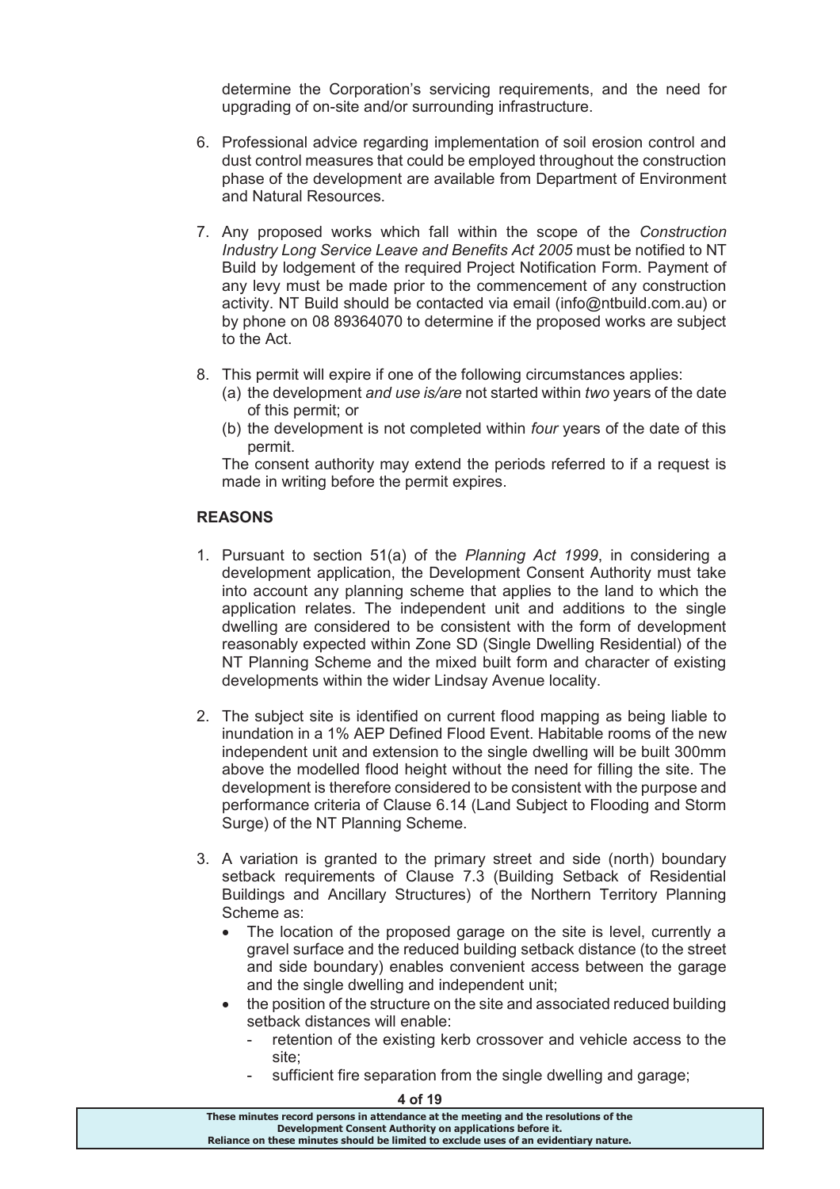determine the Corporation's servicing requirements, and the need for upgrading of on-site and/or surrounding infrastructure.

6. Professional advice regarding implementation of soil erosion control and dust control measures that could be employed throughout the construction phase of the development are available from Department of Environment and Natural Resources.

7. Any proposed works which fall within the scope of the *Construction Industry Long Service Leave and Benefits Act 2005* must be notified to NT Build by lodgement of the required Project Notification Form. Payment of any levy must be made prior to the commencement of any construction activity. NT Build should be contacted via email (info@ntbuild.com.au) or by phone on 08 89364070 to determine if the proposed works are subject to the Act.

8. This permit will expire if one of the following circumstances applies:
   (a) the development *and use is/are* not started within *two* years of the date of this permit; or
   (b) the development is not completed within *four* years of the date of this permit.

   The consent authority may extend the periods referred to if a request is made in writing before the permit expires.

**REASONS**

1. Pursuant to section 51(a) of the *Planning Act 1999*, in considering a development application, the Development Consent Authority must take into account any planning scheme that applies to the land to which the application relates. The independent unit and additions to the single dwelling are considered to be consistent with the form of development reasonably expected within Zone SD (Single Dwelling Residential) of the NT Planning Scheme and the mixed built form and character of existing developments within the wider Lindsay Avenue locality.

2. The subject site is identified on current flood mapping as being liable to inundation in a 1% AEP Defined Flood Event. Habitable rooms of the new independent unit and extension to the single dwelling will be built 300mm above the modelled flood height without the need for filling the site. The development is therefore considered to be consistent with the purpose and performance criteria of Clause 6.14 (Land Subject to Flooding and Storm Surge) of the NT Planning Scheme.

3. A variation is granted to the primary street and side (north) boundary setback requirements of Clause 7.3 (Building Setback of Residential Buildings and Ancillary Structures) of the Northern Territory Planning Scheme as:
   - The location of the proposed garage on the site is level, currently a gravel surface and the reduced building setback distance (to the street and side boundary) enables convenient access between the garage and the single dwelling and independent unit;
   - the position of the structure on the site and associated reduced building setback distances will enable:
     - retention of the existing kerb crossover and vehicle access to the site;
     - sufficient fire separation from the single dwelling and garage;

These minutes record persons in attendance at the meeting and the resolutions of the Development Consent Authority on applications before it.
Reliance on these minutes should be limited to exclude uses of an evidentiary nature.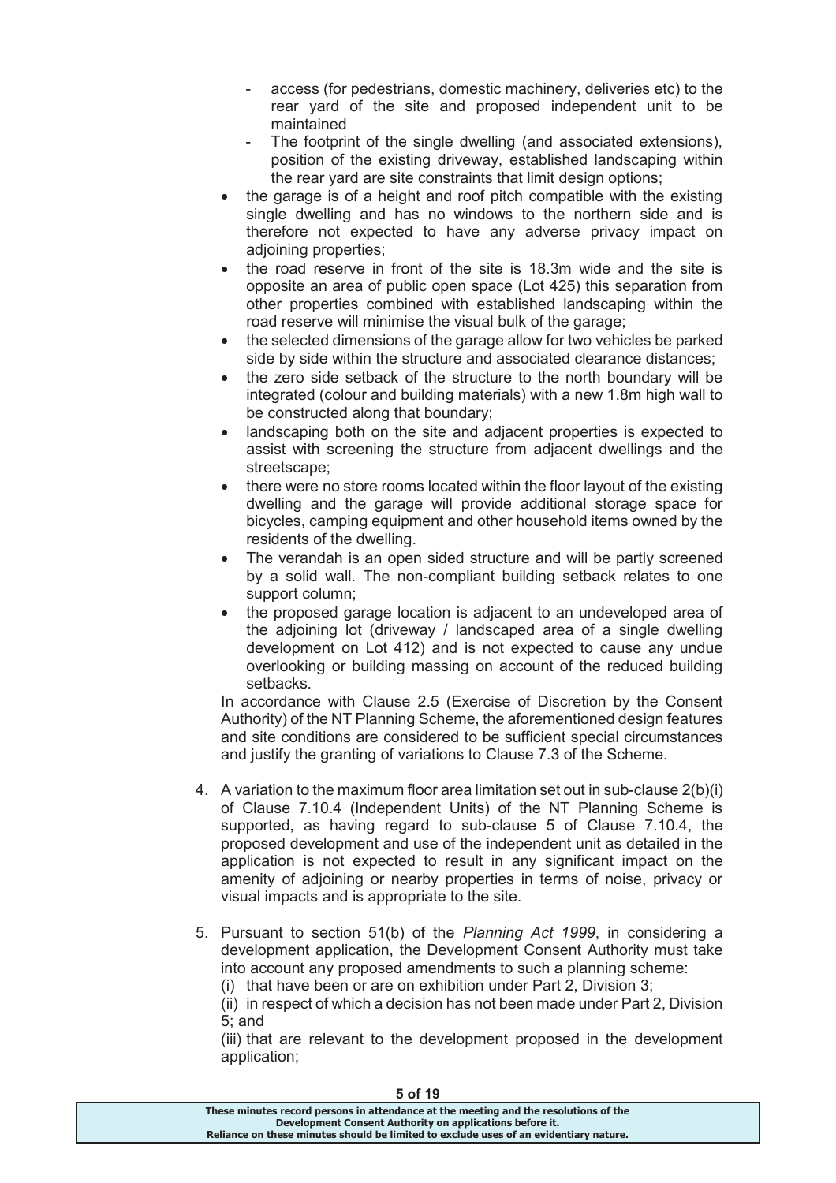- access (for pedestrians, domestic machinery, deliveries etc) to the rear yard of the site and proposed independent unit to be maintained
  - The footprint of the single dwelling (and associated extensions), position of the existing driveway, established landscaping within the rear yard are site constraints that limit design options;
- the garage is of a height and roof pitch compatible with the existing single dwelling and has no windows to the northern side and is therefore not expected to have any adverse privacy impact on adjoining properties;
- the road reserve in front of the site is 18.3m wide and the site is opposite an area of public open space (Lot 425) this separation from other properties combined with established landscaping within the road reserve will minimise the visual bulk of the garage;
- the selected dimensions of the garage allow for two vehicles be parked side by side within the structure and associated clearance distances;
- the zero side setback of the structure to the north boundary will be integrated (colour and building materials) with a new 1.8m high wall to be constructed along that boundary;
- landscaping both on the site and adjacent properties is expected to assist with screening the structure from adjacent dwellings and the streetscape;
- there were no store rooms located within the floor layout of the existing dwelling and the garage will provide additional storage space for bicycles, camping equipment and other household items owned by the residents of the dwelling.
- The verandah is an open sided structure and will be partly screened by a solid wall. The non-compliant building setback relates to one support column;
- the proposed garage location is adjacent to an undeveloped area of the adjoining lot (driveway / landscaped area of a single dwelling development on Lot 412) and is not expected to cause any undue overlooking or building massing on account of the reduced building setbacks.

In accordance with Clause 2.5 (Exercise of Discretion by the Consent Authority) of the NT Planning Scheme, the aforementioned design features and site conditions are considered to be sufficient special circumstances and justify the granting of variations to Clause 7.3 of the Scheme.

4. A variation to the maximum floor area limitation set out in sub-clause 2(b)(i) of Clause 7.10.4 (Independent Units) of the NT Planning Scheme is supported, as having regard to sub-clause 5 of Clause 7.10.4, the proposed development and use of the independent unit as detailed in the application is not expected to result in any significant impact on the amenity of adjoining or nearby properties in terms of noise, privacy or visual impacts and is appropriate to the site.

5. Pursuant to section 51(b) of the *Planning Act 1999*, in considering a development application, the Development Consent Authority must take into account any proposed amendments to such a planning scheme:

   (i) that have been or are on exhibition under Part 2, Division 3;

   (ii) in respect of which a decision has not been made under Part 2, Division 5; and

   (iii) that are relevant to the development proposed in the development application;

**These minutes record persons in attendance at the meeting and the resolutions of the Development Consent Authority on applications before it. Reliance on these minutes should be limited to exclude uses of an evidentiary nature.**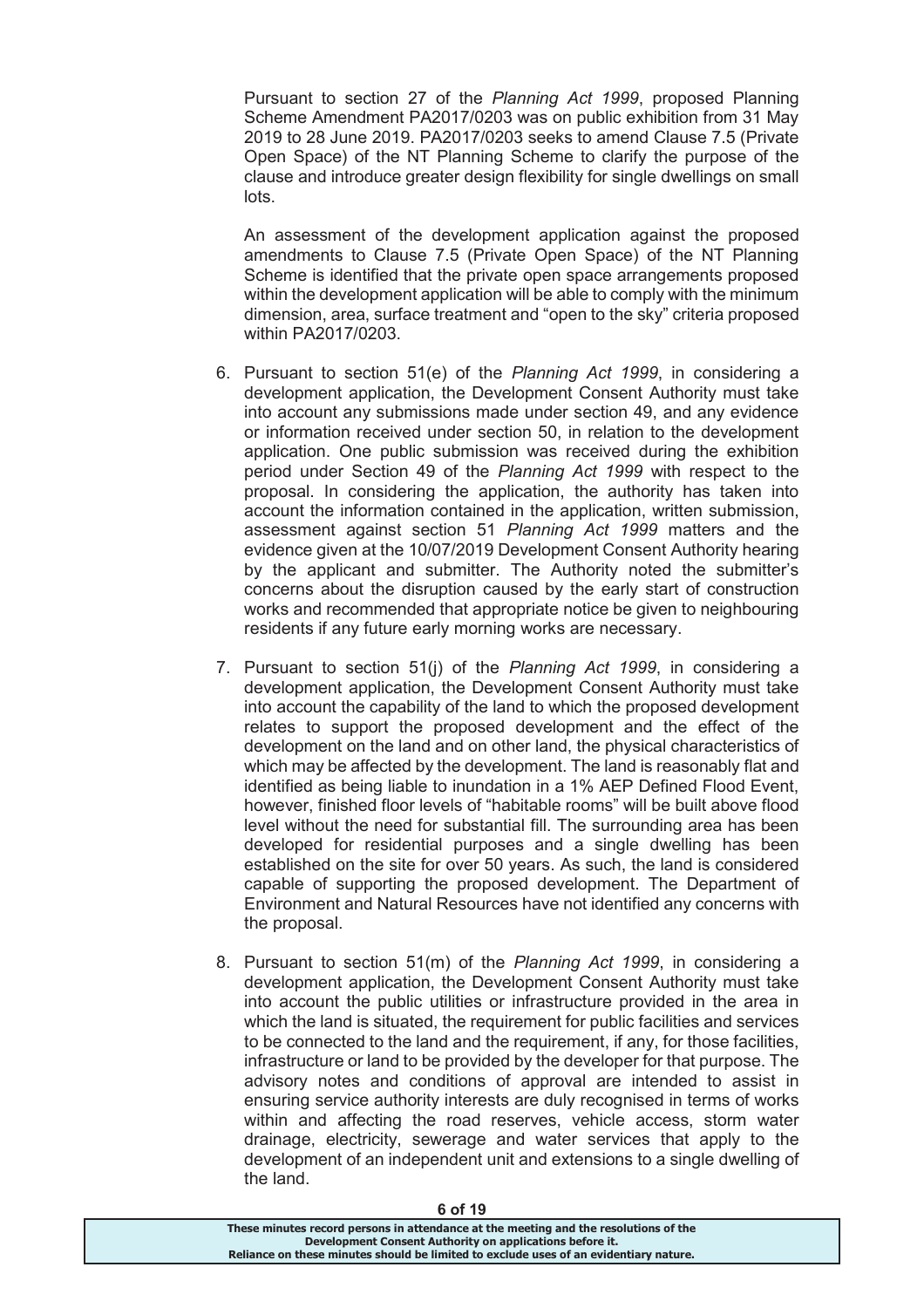Pursuant to section 27 of the *Planning Act 1999*, proposed Planning Scheme Amendment PA2017/0203 was on public exhibition from 31 May 2019 to 28 June 2019. PA2017/0203 seeks to amend Clause 7.5 (Private Open Space) of the NT Planning Scheme to clarify the purpose of the clause and introduce greater design flexibility for single dwellings on small lots.

An assessment of the development application against the proposed amendments to Clause 7.5 (Private Open Space) of the NT Planning Scheme is identified that the private open space arrangements proposed within the development application will be able to comply with the minimum dimension, area, surface treatment and "open to the sky" criteria proposed within PA2017/0203.

6. Pursuant to section 51(e) of the *Planning Act 1999*, in considering a development application, the Development Consent Authority must take into account any submissions made under section 49, and any evidence or information received under section 50, in relation to the development application. One public submission was received during the exhibition period under Section 49 of the *Planning Act 1999* with respect to the proposal. In considering the application, the authority has taken into account the information contained in the application, written submission, assessment against section 51 *Planning Act 1999* matters and the evidence given at the 10/07/2019 Development Consent Authority hearing by the applicant and submitter. The Authority noted the submitter's concerns about the disruption caused by the early start of construction works and recommended that appropriate notice be given to neighbouring residents if any future early morning works are necessary.

7. Pursuant to section 51(j) of the *Planning Act 1999*, in considering a development application, the Development Consent Authority must take into account the capability of the land to which the proposed development relates to support the proposed development and the effect of the development on the land and on other land, the physical characteristics of which may be affected by the development. The land is reasonably flat and identified as being liable to inundation in a 1% AEP Defined Flood Event, however, finished floor levels of "habitable rooms" will be built above flood level without the need for substantial fill. The surrounding area has been developed for residential purposes and a single dwelling has been established on the site for over 50 years. As such, the land is considered capable of supporting the proposed development. The Department of Environment and Natural Resources have not identified any concerns with the proposal.

8. Pursuant to section 51(m) of the *Planning Act 1999*, in considering a development application, the Development Consent Authority must take into account the public utilities or infrastructure provided in the area in which the land is situated, the requirement for public facilities and services to be connected to the land and the requirement, if any, for those facilities, infrastructure or land to be provided by the developer for that purpose. The advisory notes and conditions of approval are intended to assist in ensuring service authority interests are duly recognised in terms of works within and affecting the road reserves, vehicle access, storm water drainage, electricity, sewerage and water services that apply to the development of an independent unit and extensions to a single dwelling of the land.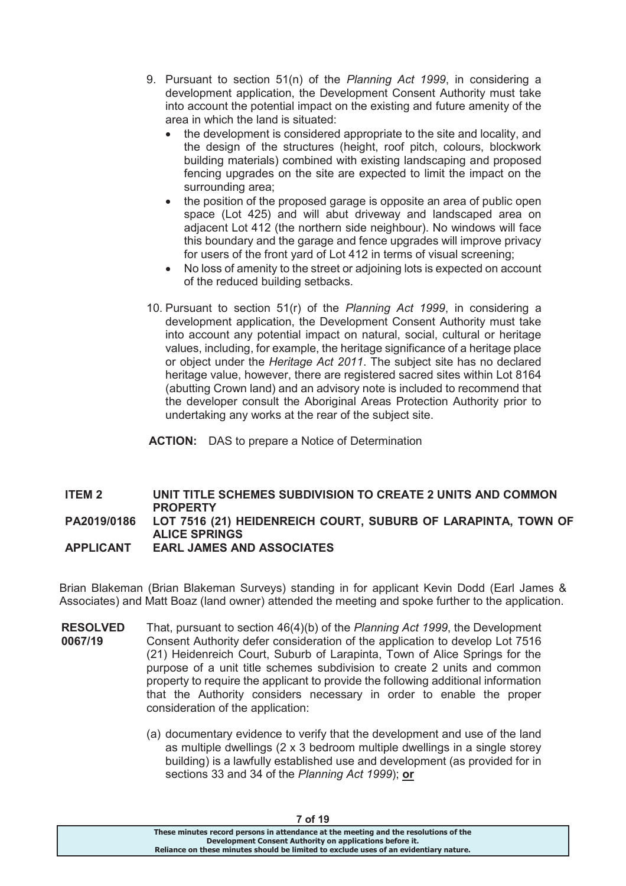9. Pursuant to section 51(n) of the *Planning Act 1999*, in considering a development application, the Development Consent Authority must take into account the potential impact on the existing and future amenity of the area in which the land is situated:
   - the development is considered appropriate to the site and locality, and the design of the structures (height, roof pitch, colours, blockwork building materials) combined with existing landscaping and proposed fencing upgrades on the site are expected to limit the impact on the surrounding area;
   - the position of the proposed garage is opposite an area of public open space (Lot 425) and will abut driveway and landscaped area on adjacent Lot 412 (the northern side neighbour). No windows will face this boundary and the garage and fence upgrades will improve privacy for users of the front yard of Lot 412 in terms of visual screening;
   - No loss of amenity to the street or adjoining lots is expected on account of the reduced building setbacks.

10. Pursuant to section 51(r) of the *Planning Act 1999*, in considering a development application, the Development Consent Authority must take into account any potential impact on natural, social, cultural or heritage values, including, for example, the heritage significance of a heritage place or object under the *Heritage Act 2011*. The subject site has no declared heritage value, however, there are registered sacred sites within Lot 8164 (abutting Crown land) and an advisory note is included to recommend that the developer consult the Aboriginal Areas Protection Authority prior to undertaking any works at the rear of the subject site.

**ACTION:** DAS to prepare a Notice of Determination

**ITEM 2** **UNIT TITLE SCHEMES SUBDIVISION TO CREATE 2 UNITS AND COMMON PROPERTY**
**PA2019/0186** **LOT 7516 (21) HEIDENREICH COURT, SUBURB OF LARAPINTA, TOWN OF ALICE SPRINGS**
**APPLICANT** **EARL JAMES AND ASSOCIATES**

Brian Blakeman (Brian Blakeman Surveys) standing in for applicant Kevin Dodd (Earl James & Associates) and Matt Boaz (land owner) attended the meeting and spoke further to the application.

**RESOLVED 0067/19**

That, pursuant to section 46(4)(b) of the *Planning Act 1999*, the Development Consent Authority defer consideration of the application to develop Lot 7516 (21) Heidenreich Court, Suburb of Larapinta, Town of Alice Springs for the purpose of a unit title schemes subdivision to create 2 units and common property to require the applicant to provide the following additional information that the Authority considers necessary in order to enable the proper consideration of the application:

(a) documentary evidence to verify that the development and use of the land as multiple dwellings (2 x 3 bedroom multiple dwellings in a single storey building) is a lawfully established use and development (as provided for in sections 33 and 34 of the *Planning Act 1999*); **or**

These minutes record persons in attendance at the meeting and the resolutions of the Development Consent Authority on applications before it.
Reliance on these minutes should be limited to exclude uses of an evidentiary nature.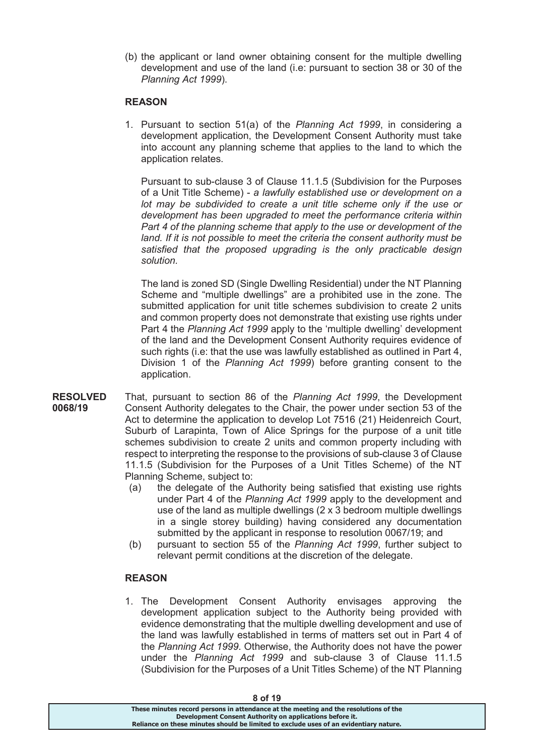(b) the applicant or land owner obtaining consent for the multiple dwelling development and use of the land (i.e: pursuant to section 38 or 30 of the *Planning Act 1999*).

**REASON**

1. Pursuant to section 51(a) of the *Planning Act 1999*, in considering a development application, the Development Consent Authority must take into account any planning scheme that applies to the land to which the application relates.

   Pursuant to sub-clause 3 of Clause 11.1.5 (Subdivision for the Purposes of a Unit Title Scheme) - *a lawfully established use or development on a lot may be subdivided to create a unit title scheme only if the use or development has been upgraded to meet the performance criteria within Part 4 of the planning scheme that apply to the use or development of the land. If it is not possible to meet the criteria the consent authority must be satisfied that the proposed upgrading is the only practicable design solution.*

   The land is zoned SD (Single Dwelling Residential) under the NT Planning Scheme and "multiple dwellings" are a prohibited use in the zone. The submitted application for unit title schemes subdivision to create 2 units and common property does not demonstrate that existing use rights under Part 4 the *Planning Act 1999* apply to the 'multiple dwelling' development of the land and the Development Consent Authority requires evidence of such rights (i.e: that the use was lawfully established as outlined in Part 4, Division 1 of the *Planning Act 1999*) before granting consent to the application.

**RESOLVED 0068/19**

That, pursuant to section 86 of the *Planning Act 1999*, the Development Consent Authority delegates to the Chair, the power under section 53 of the Act to determine the application to develop Lot 7516 (21) Heidenreich Court, Suburb of Larapinta, Town of Alice Springs for the purpose of a unit title schemes subdivision to create 2 units and common property including with respect to interpreting the response to the provisions of sub-clause 3 of Clause 11.1.5 (Subdivision for the Purposes of a Unit Titles Scheme) of the NT Planning Scheme, subject to:

(a) the delegate of the Authority being satisfied that existing use rights under Part 4 of the *Planning Act 1999* apply to the development and use of the land as multiple dwellings (2 x 3 bedroom multiple dwellings in a single storey building) having considered any documentation submitted by the applicant in response to resolution 0067/19; and

(b) pursuant to section 55 of the *Planning Act 1999*, further subject to relevant permit conditions at the discretion of the delegate.

**REASON**

1. The Development Consent Authority envisages approving the development application subject to the Authority being provided with evidence demonstrating that the multiple dwelling development and use of the land was lawfully established in terms of matters set out in Part 4 of the *Planning Act 1999*. Otherwise, the Authority does not have the power under the *Planning Act 1999* and sub-clause 3 of Clause 11.1.5 (Subdivision for the Purposes of a Unit Titles Scheme) of the NT Planning

These minutes record persons in attendance at the meeting and the resolutions of the Development Consent Authority on applications before it. Reliance on these minutes should be limited to exclude uses of an evidentiary nature.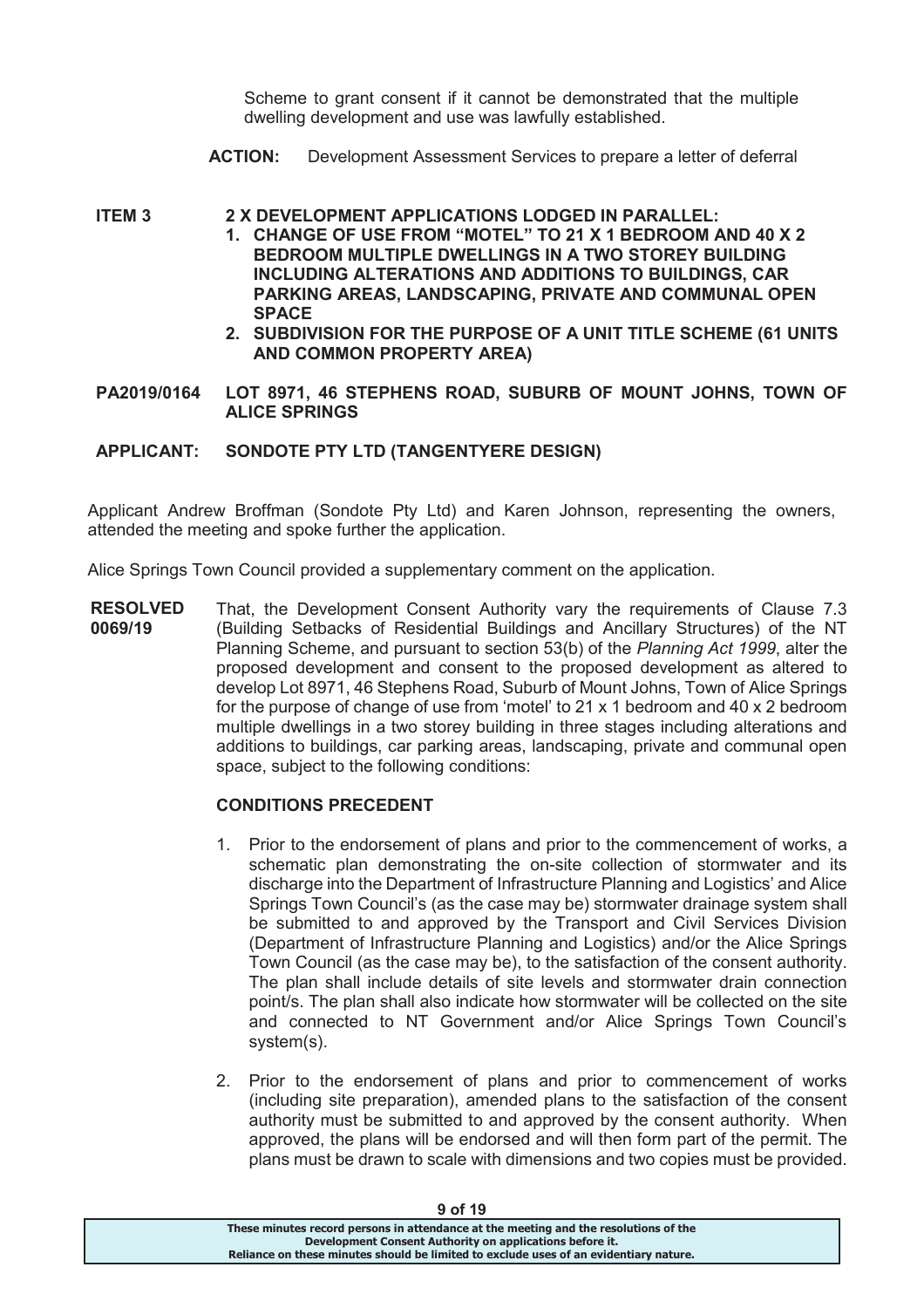Scheme to grant consent if it cannot be demonstrated that the multiple dwelling development and use was lawfully established.

**ACTION:** Development Assessment Services to prepare a letter of deferral

**ITEM 3 — 2 X DEVELOPMENT APPLICATIONS LODGED IN PARALLEL:**

1. **CHANGE OF USE FROM "MOTEL" TO 21 X 1 BEDROOM AND 40 X 2 BEDROOM MULTIPLE DWELLINGS IN A TWO STOREY BUILDING INCLUDING ALTERATIONS AND ADDITIONS TO BUILDINGS, CAR PARKING AREAS, LANDSCAPING, PRIVATE AND COMMUNAL OPEN SPACE**
2. **SUBDIVISION FOR THE PURPOSE OF A UNIT TITLE SCHEME (61 UNITS AND COMMON PROPERTY AREA)**

**PA2019/0164 — LOT 8971, 46 STEPHENS ROAD, SUBURB OF MOUNT JOHNS, TOWN OF ALICE SPRINGS**

**APPLICANT: SONDOTE PTY LTD (TANGENTYERE DESIGN)**

Applicant Andrew Broffman (Sondote Pty Ltd) and Karen Johnson, representing the owners, attended the meeting and spoke further the application.

Alice Springs Town Council provided a supplementary comment on the application.

**RESOLVED 0069/19**

That, the Development Consent Authority vary the requirements of Clause 7.3 (Building Setbacks of Residential Buildings and Ancillary Structures) of the NT Planning Scheme, and pursuant to section 53(b) of the *Planning Act 1999*, alter the proposed development and consent to the proposed development as altered to develop Lot 8971, 46 Stephens Road, Suburb of Mount Johns, Town of Alice Springs for the purpose of change of use from 'motel' to 21 x 1 bedroom and 40 x 2 bedroom multiple dwellings in a two storey building in three stages including alterations and additions to buildings, car parking areas, landscaping, private and communal open space, subject to the following conditions:

**CONDITIONS PRECEDENT**

1. Prior to the endorsement of plans and prior to the commencement of works, a schematic plan demonstrating the on-site collection of stormwater and its discharge into the Department of Infrastructure Planning and Logistics' and Alice Springs Town Council's (as the case may be) stormwater drainage system shall be submitted to and approved by the Transport and Civil Services Division (Department of Infrastructure Planning and Logistics) and/or the Alice Springs Town Council (as the case may be), to the satisfaction of the consent authority. The plan shall include details of site levels and stormwater drain connection point/s. The plan shall also indicate how stormwater will be collected on the site and connected to NT Government and/or Alice Springs Town Council's system(s).

2. Prior to the endorsement of plans and prior to commencement of works (including site preparation), amended plans to the satisfaction of the consent authority must be submitted to and approved by the consent authority. When approved, the plans will be endorsed and will then form part of the permit. The plans must be drawn to scale with dimensions and two copies must be provided.

These minutes record persons in attendance at the meeting and the resolutions of the Development Consent Authority on applications before it.
Reliance on these minutes should be limited to exclude uses of an evidentiary nature.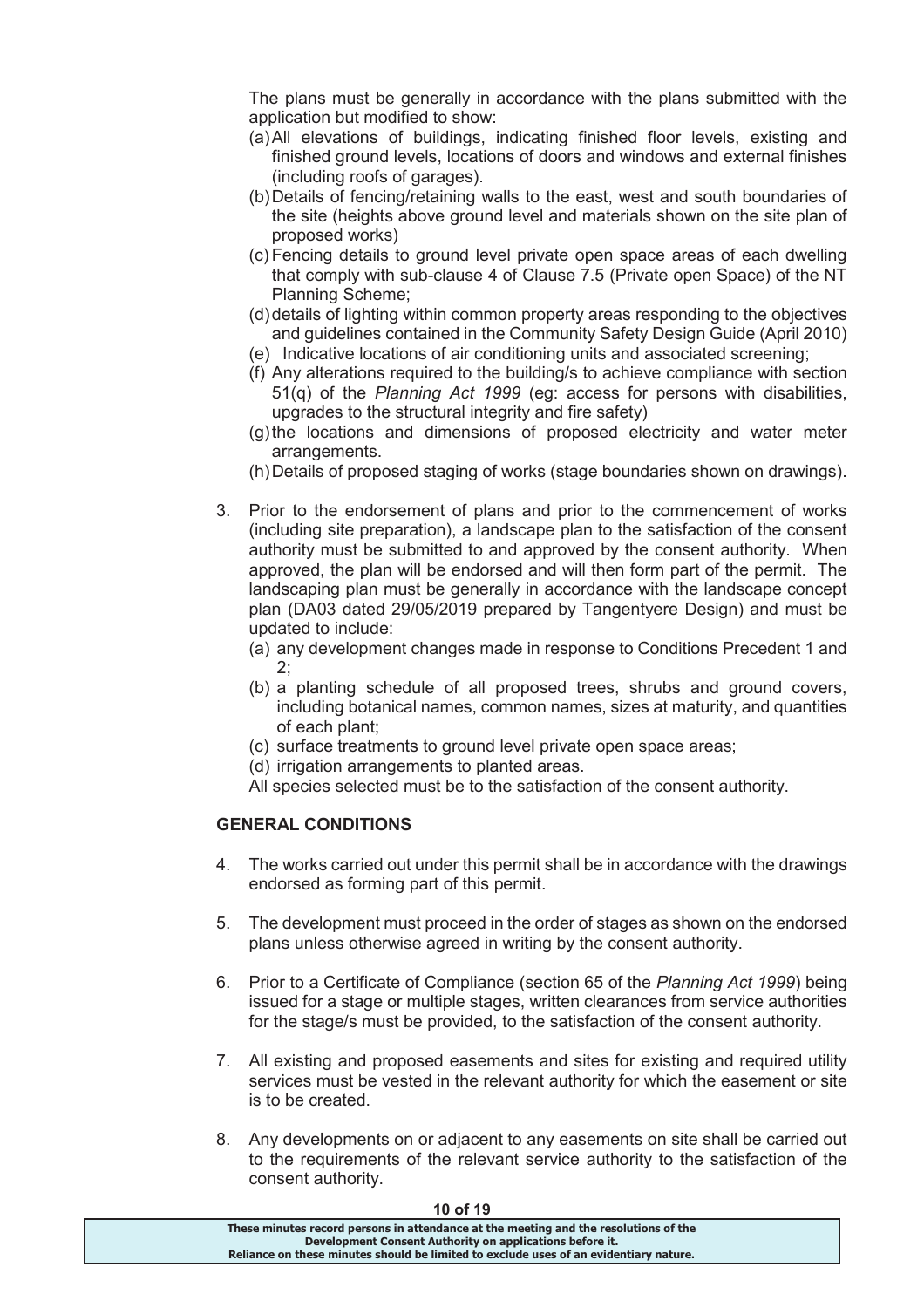The plans must be generally in accordance with the plans submitted with the application but modified to show:

(a) All elevations of buildings, indicating finished floor levels, existing and finished ground levels, locations of doors and windows and external finishes (including roofs of garages).
(b) Details of fencing/retaining walls to the east, west and south boundaries of the site (heights above ground level and materials shown on the site plan of proposed works)
(c) Fencing details to ground level private open space areas of each dwelling that comply with sub-clause 4 of Clause 7.5 (Private open Space) of the NT Planning Scheme;
(d) details of lighting within common property areas responding to the objectives and guidelines contained in the Community Safety Design Guide (April 2010)
(e) Indicative locations of air conditioning units and associated screening;
(f) Any alterations required to the building/s to achieve compliance with section 51(q) of the *Planning Act 1999* (eg: access for persons with disabilities, upgrades to the structural integrity and fire safety)
(g) the locations and dimensions of proposed electricity and water meter arrangements.
(h) Details of proposed staging of works (stage boundaries shown on drawings).

3. Prior to the endorsement of plans and prior to the commencement of works (including site preparation), a landscape plan to the satisfaction of the consent authority must be submitted to and approved by the consent authority. When approved, the plan will be endorsed and will then form part of the permit. The landscaping plan must be generally in accordance with the landscape concept plan (DA03 dated 29/05/2019 prepared by Tangentyere Design) and must be updated to include:
   (a) any development changes made in response to Conditions Precedent 1 and 2;
   (b) a planting schedule of all proposed trees, shrubs and ground covers, including botanical names, common names, sizes at maturity, and quantities of each plant;
   (c) surface treatments to ground level private open space areas;
   (d) irrigation arrangements to planted areas.

   All species selected must be to the satisfaction of the consent authority.

**GENERAL CONDITIONS**

4. The works carried out under this permit shall be in accordance with the drawings endorsed as forming part of this permit.

5. The development must proceed in the order of stages as shown on the endorsed plans unless otherwise agreed in writing by the consent authority.

6. Prior to a Certificate of Compliance (section 65 of the *Planning Act 1999*) being issued for a stage or multiple stages, written clearances from service authorities for the stage/s must be provided, to the satisfaction of the consent authority.

7. All existing and proposed easements and sites for existing and required utility services must be vested in the relevant authority for which the easement or site is to be created.

8. Any developments on or adjacent to any easements on site shall be carried out to the requirements of the relevant service authority to the satisfaction of the consent authority.

These minutes record persons in attendance at the meeting and the resolutions of the Development Consent Authority on applications before it. Reliance on these minutes should be limited to exclude uses of an evidentiary nature.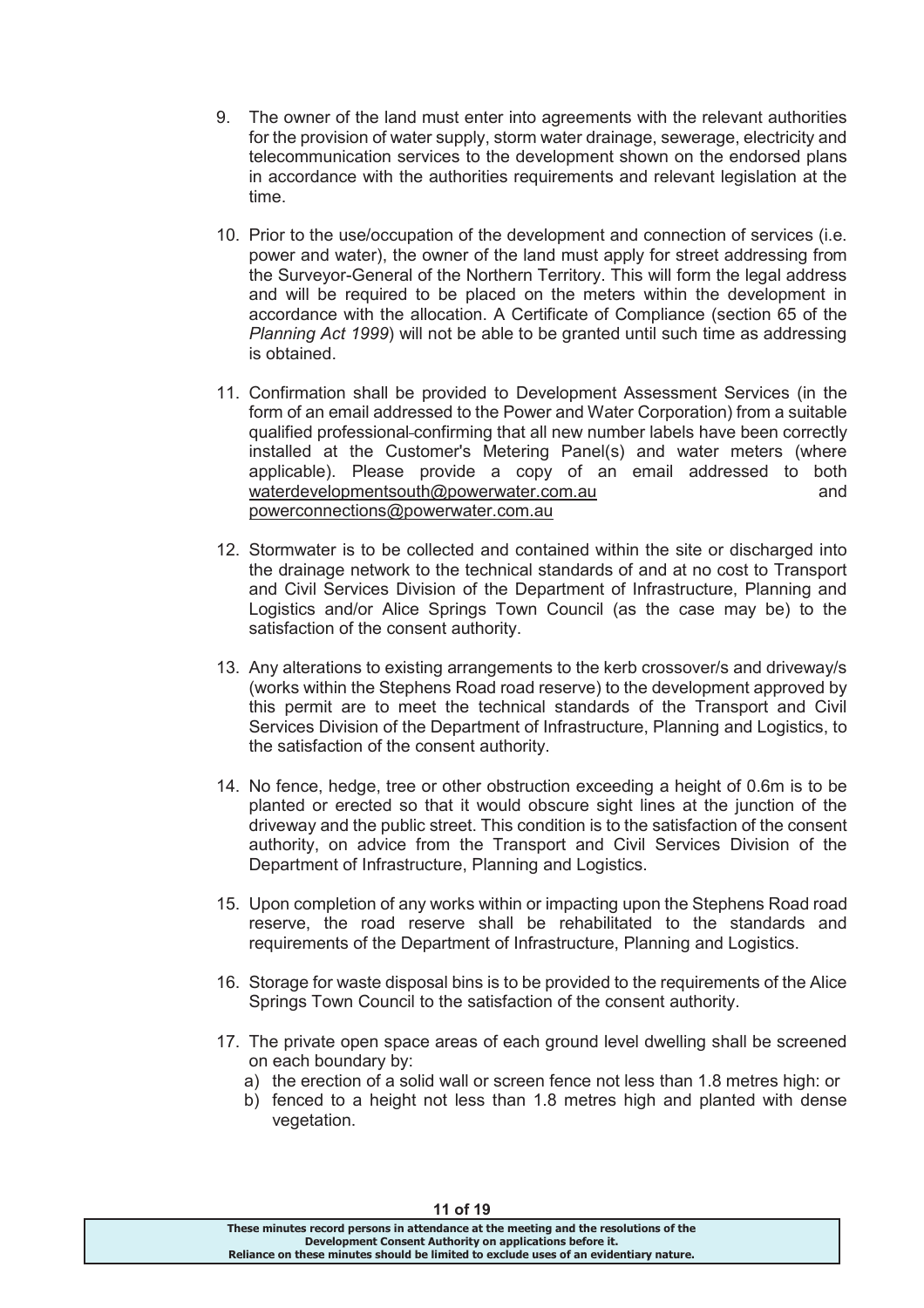9. The owner of the land must enter into agreements with the relevant authorities for the provision of water supply, storm water drainage, sewerage, electricity and telecommunication services to the development shown on the endorsed plans in accordance with the authorities requirements and relevant legislation at the time.

10. Prior to the use/occupation of the development and connection of services (i.e. power and water), the owner of the land must apply for street addressing from the Surveyor-General of the Northern Territory. This will form the legal address and will be required to be placed on the meters within the development in accordance with the allocation. A Certificate of Compliance (section 65 of the *Planning Act 1999*) will not be able to be granted until such time as addressing is obtained.

11. Confirmation shall be provided to Development Assessment Services (in the form of an email addressed to the Power and Water Corporation) from a suitable qualified professional confirming that all new number labels have been correctly installed at the Customer's Metering Panel(s) and water meters (where applicable). Please provide a copy of an email addressed to both waterdevelopmentsouth@powerwater.com.au and powerconnections@powerwater.com.au

12. Stormwater is to be collected and contained within the site or discharged into the drainage network to the technical standards of and at no cost to Transport and Civil Services Division of the Department of Infrastructure, Planning and Logistics and/or Alice Springs Town Council (as the case may be) to the satisfaction of the consent authority.

13. Any alterations to existing arrangements to the kerb crossover/s and driveway/s (works within the Stephens Road road reserve) to the development approved by this permit are to meet the technical standards of the Transport and Civil Services Division of the Department of Infrastructure, Planning and Logistics, to the satisfaction of the consent authority.

14. No fence, hedge, tree or other obstruction exceeding a height of 0.6m is to be planted or erected so that it would obscure sight lines at the junction of the driveway and the public street. This condition is to the satisfaction of the consent authority, on advice from the Transport and Civil Services Division of the Department of Infrastructure, Planning and Logistics.

15. Upon completion of any works within or impacting upon the Stephens Road road reserve, the road reserve shall be rehabilitated to the standards and requirements of the Department of Infrastructure, Planning and Logistics.

16. Storage for waste disposal bins is to be provided to the requirements of the Alice Springs Town Council to the satisfaction of the consent authority.

17. The private open space areas of each ground level dwelling shall be screened on each boundary by:
    a) the erection of a solid wall or screen fence not less than 1.8 metres high: or
    b) fenced to a height not less than 1.8 metres high and planted with dense vegetation.

**These minutes record persons in attendance at the meeting and the resolutions of the Development Consent Authority on applications before it. Reliance on these minutes should be limited to exclude uses of an evidentiary nature.**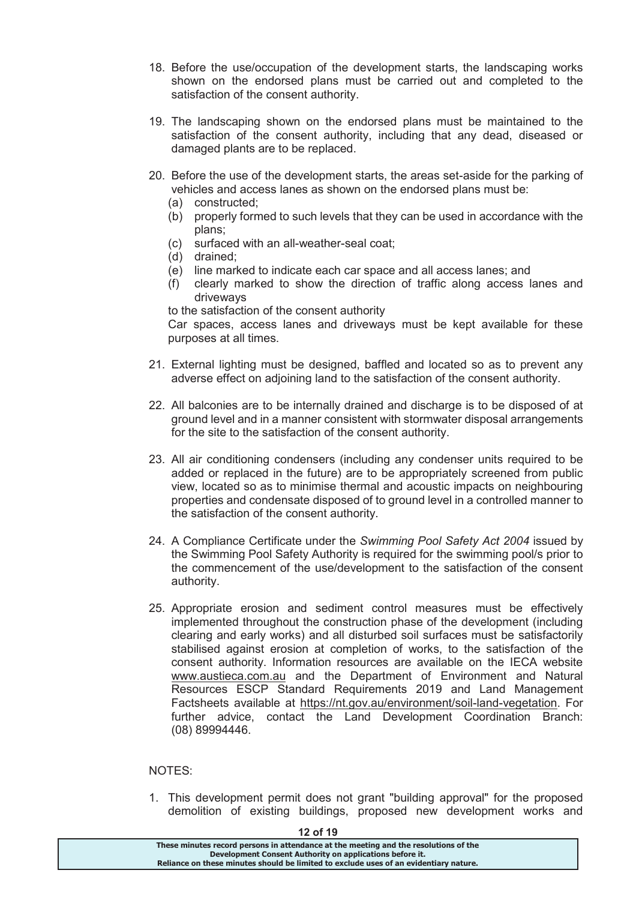18. Before the use/occupation of the development starts, the landscaping works shown on the endorsed plans must be carried out and completed to the satisfaction of the consent authority.

19. The landscaping shown on the endorsed plans must be maintained to the satisfaction of the consent authority, including that any dead, diseased or damaged plants are to be replaced.

20. Before the use of the development starts, the areas set-aside for the parking of vehicles and access lanes as shown on the endorsed plans must be:
    (a) constructed;
    (b) properly formed to such levels that they can be used in accordance with the plans;
    (c) surfaced with an all-weather-seal coat;
    (d) drained;
    (e) line marked to indicate each car space and all access lanes; and
    (f) clearly marked to show the direction of traffic along access lanes and driveways

    to the satisfaction of the consent authority

    Car spaces, access lanes and driveways must be kept available for these purposes at all times.

21. External lighting must be designed, baffled and located so as to prevent any adverse effect on adjoining land to the satisfaction of the consent authority.

22. All balconies are to be internally drained and discharge is to be disposed of at ground level and in a manner consistent with stormwater disposal arrangements for the site to the satisfaction of the consent authority.

23. All air conditioning condensers (including any condenser units required to be added or replaced in the future) are to be appropriately screened from public view, located so as to minimise thermal and acoustic impacts on neighbouring properties and condensate disposed of to ground level in a controlled manner to the satisfaction of the consent authority.

24. A Compliance Certificate under the *Swimming Pool Safety Act 2004* issued by the Swimming Pool Safety Authority is required for the swimming pool/s prior to the commencement of the use/development to the satisfaction of the consent authority.

25. Appropriate erosion and sediment control measures must be effectively implemented throughout the construction phase of the development (including clearing and early works) and all disturbed soil surfaces must be satisfactorily stabilised against erosion at completion of works, to the satisfaction of the consent authority. Information resources are available on the IECA website www.austieca.com.au and the Department of Environment and Natural Resources ESCP Standard Requirements 2019 and Land Management Factsheets available at https://nt.gov.au/environment/soil-land-vegetation. For further advice, contact the Land Development Coordination Branch: (08) 89994446.

NOTES:

1. This development permit does not grant "building approval" for the proposed demolition of existing buildings, proposed new development works and

These minutes record persons in attendance at the meeting and the resolutions of the Development Consent Authority on applications before it.
Reliance on these minutes should be limited to exclude uses of an evidentiary nature.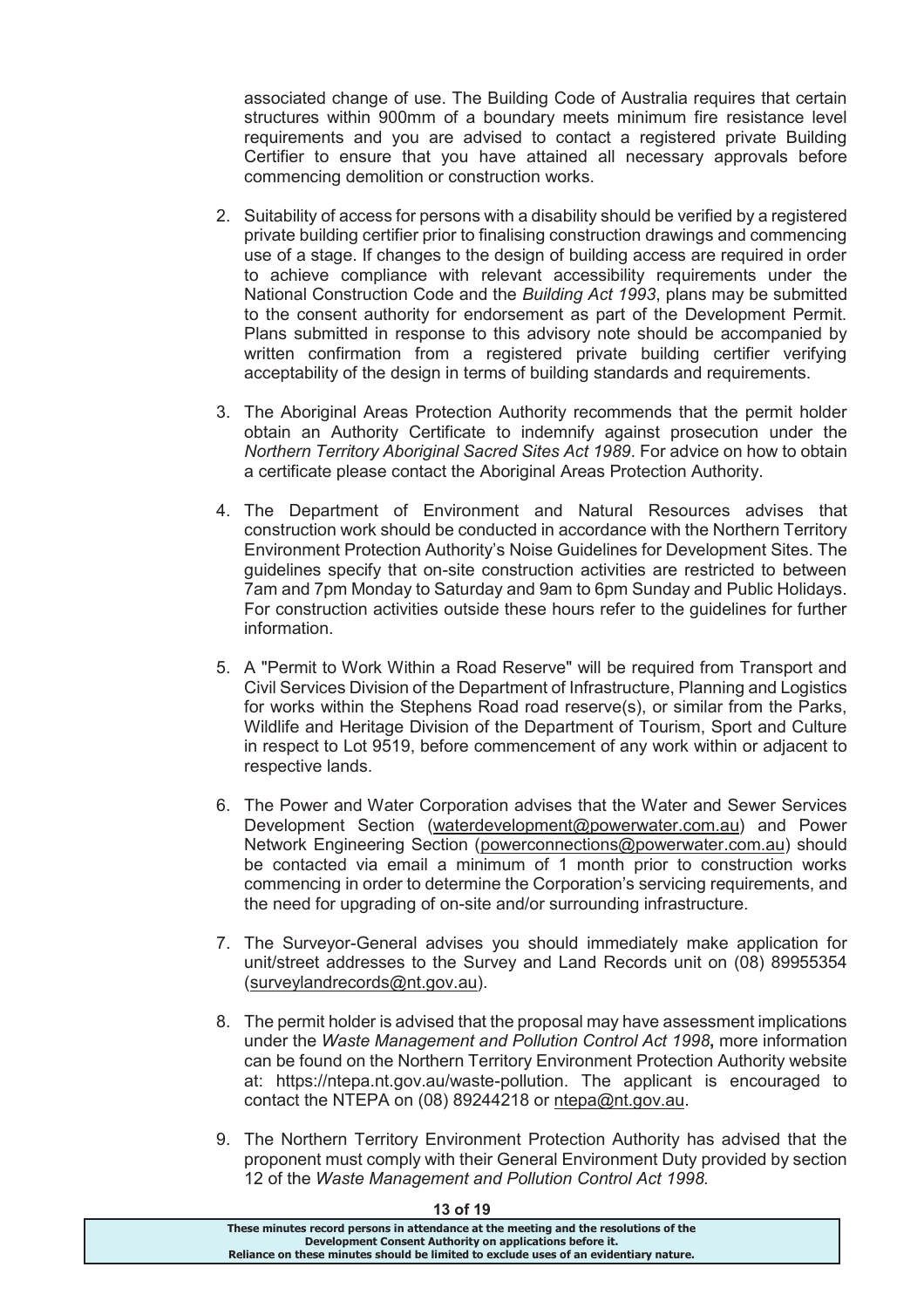associated change of use. The Building Code of Australia requires that certain structures within 900mm of a boundary meets minimum fire resistance level requirements and you are advised to contact a registered private Building Certifier to ensure that you have attained all necessary approvals before commencing demolition or construction works.

2. Suitability of access for persons with a disability should be verified by a registered private building certifier prior to finalising construction drawings and commencing use of a stage. If changes to the design of building access are required in order to achieve compliance with relevant accessibility requirements under the National Construction Code and the *Building Act 1993*, plans may be submitted to the consent authority for endorsement as part of the Development Permit. Plans submitted in response to this advisory note should be accompanied by written confirmation from a registered private building certifier verifying acceptability of the design in terms of building standards and requirements.

3. The Aboriginal Areas Protection Authority recommends that the permit holder obtain an Authority Certificate to indemnify against prosecution under the *Northern Territory Aboriginal Sacred Sites Act 1989*. For advice on how to obtain a certificate please contact the Aboriginal Areas Protection Authority.

4. The Department of Environment and Natural Resources advises that construction work should be conducted in accordance with the Northern Territory Environment Protection Authority's Noise Guidelines for Development Sites. The guidelines specify that on-site construction activities are restricted to between 7am and 7pm Monday to Saturday and 9am to 6pm Sunday and Public Holidays. For construction activities outside these hours refer to the guidelines for further information.

5. A "Permit to Work Within a Road Reserve" will be required from Transport and Civil Services Division of the Department of Infrastructure, Planning and Logistics for works within the Stephens Road road reserve(s), or similar from the Parks, Wildlife and Heritage Division of the Department of Tourism, Sport and Culture in respect to Lot 9519, before commencement of any work within or adjacent to respective lands.

6. The Power and Water Corporation advises that the Water and Sewer Services Development Section (waterdevelopment@powerwater.com.au) and Power Network Engineering Section (powerconnections@powerwater.com.au) should be contacted via email a minimum of 1 month prior to construction works commencing in order to determine the Corporation's servicing requirements, and the need for upgrading of on-site and/or surrounding infrastructure.

7. The Surveyor-General advises you should immediately make application for unit/street addresses to the Survey and Land Records unit on (08) 89955354 (surveylandrecords@nt.gov.au).

8. The permit holder is advised that the proposal may have assessment implications under the *Waste Management and Pollution Control Act 1998*, more information can be found on the Northern Territory Environment Protection Authority website at: https://ntepa.nt.gov.au/waste-pollution. The applicant is encouraged to contact the NTEPA on (08) 89244218 or ntepa@nt.gov.au.

9. The Northern Territory Environment Protection Authority has advised that the proponent must comply with their General Environment Duty provided by section 12 of the *Waste Management and Pollution Control Act 1998.*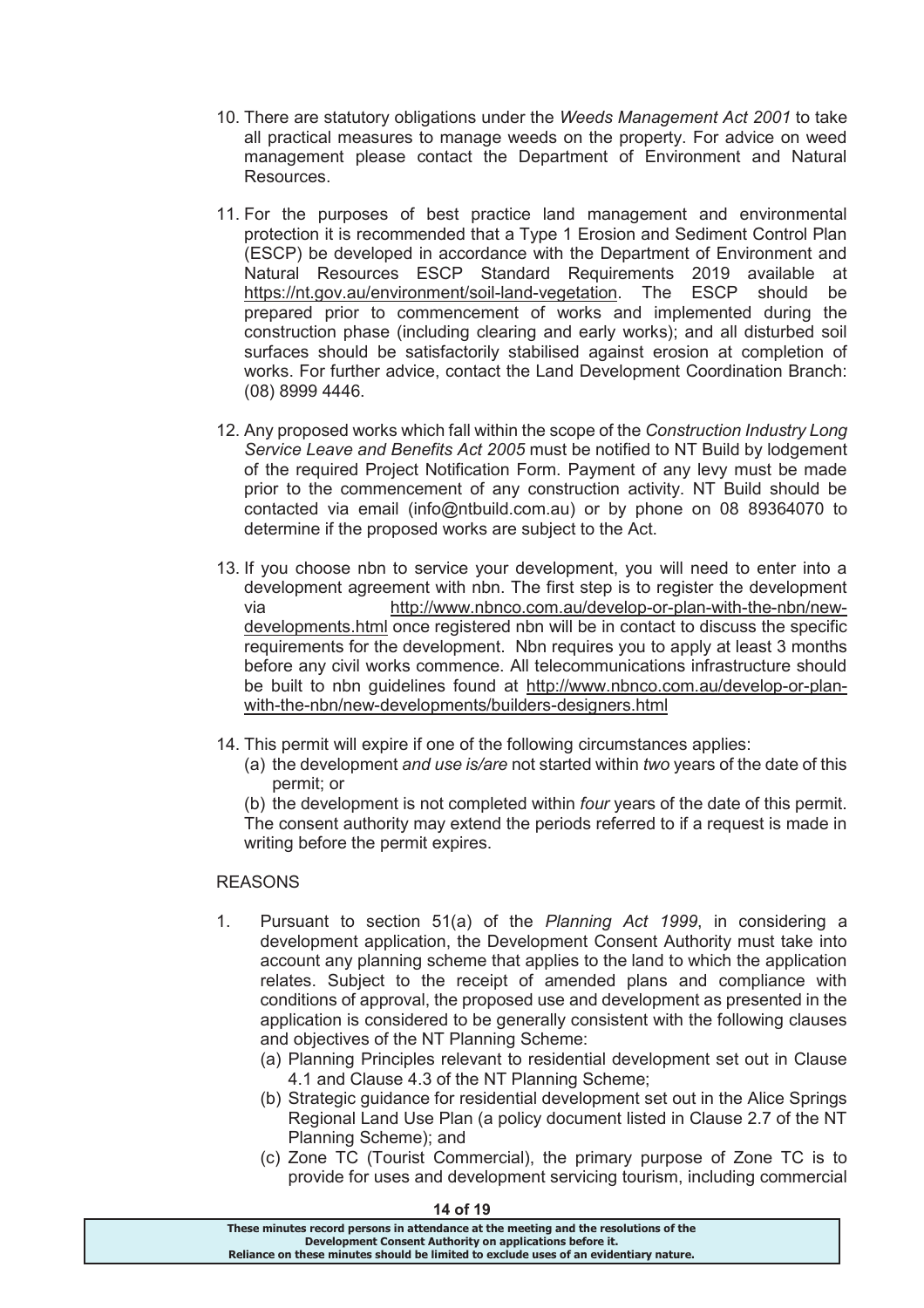10. There are statutory obligations under the *Weeds Management Act 2001* to take all practical measures to manage weeds on the property. For advice on weed management please contact the Department of Environment and Natural Resources.

11. For the purposes of best practice land management and environmental protection it is recommended that a Type 1 Erosion and Sediment Control Plan (ESCP) be developed in accordance with the Department of Environment and Natural Resources ESCP Standard Requirements 2019 available at https://nt.gov.au/environment/soil-land-vegetation. The ESCP should be prepared prior to commencement of works and implemented during the construction phase (including clearing and early works); and all disturbed soil surfaces should be satisfactorily stabilised against erosion at completion of works. For further advice, contact the Land Development Coordination Branch: (08) 8999 4446.

12. Any proposed works which fall within the scope of the *Construction Industry Long Service Leave and Benefits Act 2005* must be notified to NT Build by lodgement of the required Project Notification Form. Payment of any levy must be made prior to the commencement of any construction activity. NT Build should be contacted via email (info@ntbuild.com.au) or by phone on 08 89364070 to determine if the proposed works are subject to the Act.

13. If you choose nbn to service your development, you will need to enter into a development agreement with nbn. The first step is to register the development via http://www.nbnco.com.au/develop-or-plan-with-the-nbn/new-developments.html once registered nbn will be in contact to discuss the specific requirements for the development. Nbn requires you to apply at least 3 months before any civil works commence. All telecommunications infrastructure should be built to nbn guidelines found at http://www.nbnco.com.au/develop-or-plan-with-the-nbn/new-developments/builders-designers.html

14. This permit will expire if one of the following circumstances applies:
    (a) the development *and use is/are* not started within *two* years of the date of this permit; or
    (b) the development is not completed within *four* years of the date of this permit.
    The consent authority may extend the periods referred to if a request is made in writing before the permit expires.

REASONS

1. Pursuant to section 51(a) of the *Planning Act 1999*, in considering a development application, the Development Consent Authority must take into account any planning scheme that applies to the land to which the application relates. Subject to the receipt of amended plans and compliance with conditions of approval, the proposed use and development as presented in the application is considered to be generally consistent with the following clauses and objectives of the NT Planning Scheme:
    (a) Planning Principles relevant to residential development set out in Clause 4.1 and Clause 4.3 of the NT Planning Scheme;
    (b) Strategic guidance for residential development set out in the Alice Springs Regional Land Use Plan (a policy document listed in Clause 2.7 of the NT Planning Scheme); and
    (c) Zone TC (Tourist Commercial), the primary purpose of Zone TC is to provide for uses and development servicing tourism, including commercial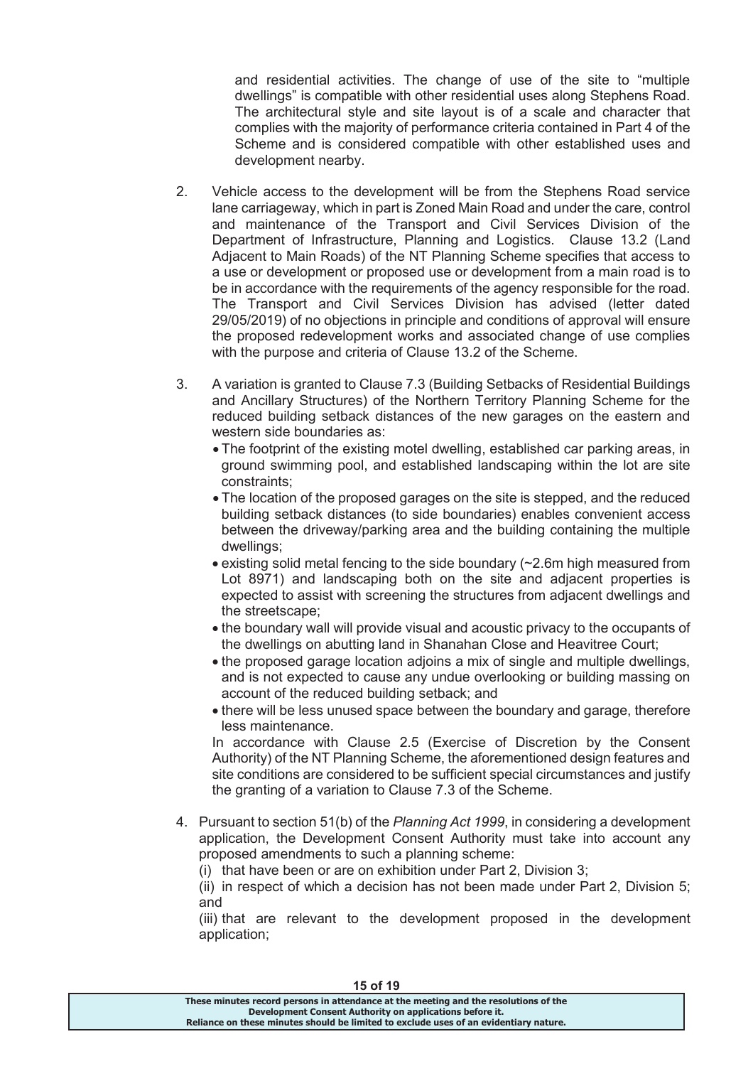and residential activities. The change of use of the site to "multiple dwellings" is compatible with other residential uses along Stephens Road. The architectural style and site layout is of a scale and character that complies with the majority of performance criteria contained in Part 4 of the Scheme and is considered compatible with other established uses and development nearby.

2. Vehicle access to the development will be from the Stephens Road service lane carriageway, which in part is Zoned Main Road and under the care, control and maintenance of the Transport and Civil Services Division of the Department of Infrastructure, Planning and Logistics. Clause 13.2 (Land Adjacent to Main Roads) of the NT Planning Scheme specifies that access to a use or development or proposed use or development from a main road is to be in accordance with the requirements of the agency responsible for the road. The Transport and Civil Services Division has advised (letter dated 29/05/2019) of no objections in principle and conditions of approval will ensure the proposed redevelopment works and associated change of use complies with the purpose and criteria of Clause 13.2 of the Scheme.

3. A variation is granted to Clause 7.3 (Building Setbacks of Residential Buildings and Ancillary Structures) of the Northern Territory Planning Scheme for the reduced building setback distances of the new garages on the eastern and western side boundaries as:
   - The footprint of the existing motel dwelling, established car parking areas, in ground swimming pool, and established landscaping within the lot are site constraints;
   - The location of the proposed garages on the site is stepped, and the reduced building setback distances (to side boundaries) enables convenient access between the driveway/parking area and the building containing the multiple dwellings;
   - existing solid metal fencing to the side boundary (~2.6m high measured from Lot 8971) and landscaping both on the site and adjacent properties is expected to assist with screening the structures from adjacent dwellings and the streetscape;
   - the boundary wall will provide visual and acoustic privacy to the occupants of the dwellings on abutting land in Shanahan Close and Heavitree Court;
   - the proposed garage location adjoins a mix of single and multiple dwellings, and is not expected to cause any undue overlooking or building massing on account of the reduced building setback; and
   - there will be less unused space between the boundary and garage, therefore less maintenance.

   In accordance with Clause 2.5 (Exercise of Discretion by the Consent Authority) of the NT Planning Scheme, the aforementioned design features and site conditions are considered to be sufficient special circumstances and justify the granting of a variation to Clause 7.3 of the Scheme.

4. Pursuant to section 51(b) of the *Planning Act 1999*, in considering a development application, the Development Consent Authority must take into account any proposed amendments to such a planning scheme:

   (i) that have been or are on exhibition under Part 2, Division 3;

   (ii) in respect of which a decision has not been made under Part 2, Division 5; and

   (iii) that are relevant to the development proposed in the development application;

These minutes record persons in attendance at the meeting and the resolutions of the Development Consent Authority on applications before it. Reliance on these minutes should be limited to exclude uses of an evidentiary nature.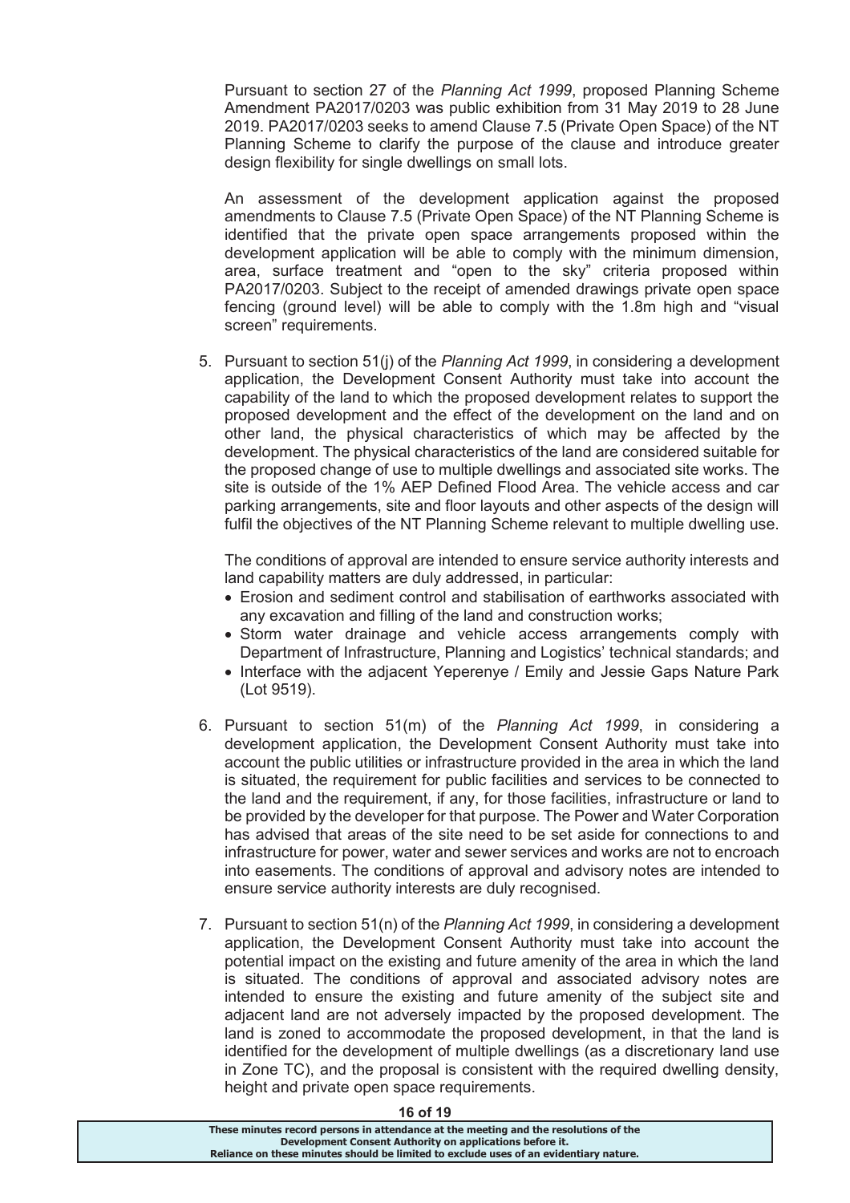Pursuant to section 27 of the *Planning Act 1999*, proposed Planning Scheme Amendment PA2017/0203 was public exhibition from 31 May 2019 to 28 June 2019. PA2017/0203 seeks to amend Clause 7.5 (Private Open Space) of the NT Planning Scheme to clarify the purpose of the clause and introduce greater design flexibility for single dwellings on small lots.

An assessment of the development application against the proposed amendments to Clause 7.5 (Private Open Space) of the NT Planning Scheme is identified that the private open space arrangements proposed within the development application will be able to comply with the minimum dimension, area, surface treatment and "open to the sky" criteria proposed within PA2017/0203. Subject to the receipt of amended drawings private open space fencing (ground level) will be able to comply with the 1.8m high and "visual screen" requirements.

5. Pursuant to section 51(j) of the *Planning Act 1999*, in considering a development application, the Development Consent Authority must take into account the capability of the land to which the proposed development relates to support the proposed development and the effect of the development on the land and on other land, the physical characteristics of which may be affected by the development. The physical characteristics of the land are considered suitable for the proposed change of use to multiple dwellings and associated site works. The site is outside of the 1% AEP Defined Flood Area. The vehicle access and car parking arrangements, site and floor layouts and other aspects of the design will fulfil the objectives of the NT Planning Scheme relevant to multiple dwelling use.

   The conditions of approval are intended to ensure service authority interests and land capability matters are duly addressed, in particular:

   - Erosion and sediment control and stabilisation of earthworks associated with any excavation and filling of the land and construction works;
   - Storm water drainage and vehicle access arrangements comply with Department of Infrastructure, Planning and Logistics' technical standards; and
   - Interface with the adjacent Yeperenye / Emily and Jessie Gaps Nature Park (Lot 9519).

6. Pursuant to section 51(m) of the *Planning Act 1999*, in considering a development application, the Development Consent Authority must take into account the public utilities or infrastructure provided in the area in which the land is situated, the requirement for public facilities and services to be connected to the land and the requirement, if any, for those facilities, infrastructure or land to be provided by the developer for that purpose. The Power and Water Corporation has advised that areas of the site need to be set aside for connections to and infrastructure for power, water and sewer services and works are not to encroach into easements. The conditions of approval and advisory notes are intended to ensure service authority interests are duly recognised.

7. Pursuant to section 51(n) of the *Planning Act 1999*, in considering a development application, the Development Consent Authority must take into account the potential impact on the existing and future amenity of the area in which the land is situated. The conditions of approval and associated advisory notes are intended to ensure the existing and future amenity of the subject site and adjacent land are not adversely impacted by the proposed development. The land is zoned to accommodate the proposed development, in that the land is identified for the development of multiple dwellings (as a discretionary land use in Zone TC), and the proposal is consistent with the required dwelling density, height and private open space requirements.

**These minutes record persons in attendance at the meeting and the resolutions of the Development Consent Authority on applications before it. Reliance on these minutes should be limited to exclude uses of an evidentiary nature.**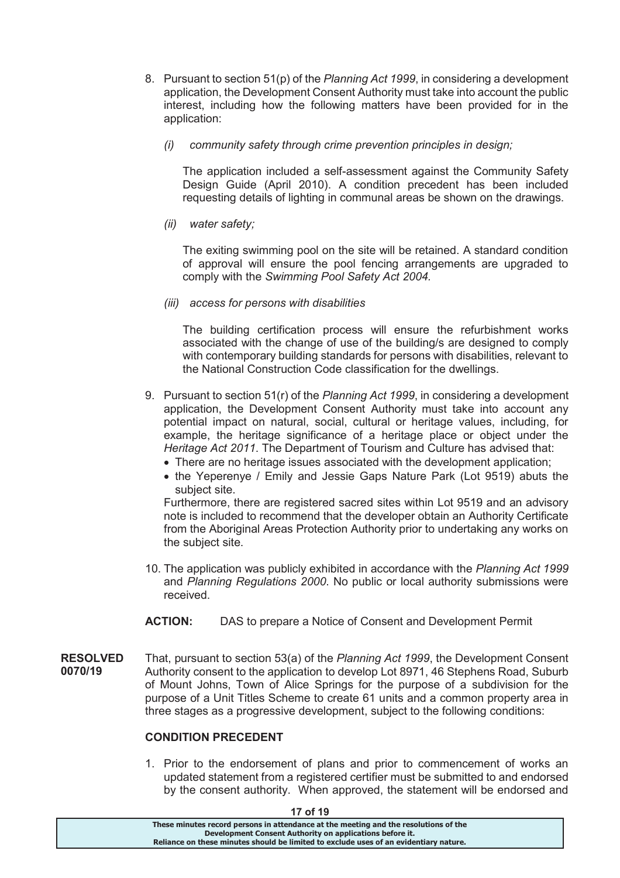8. Pursuant to section 51(p) of the *Planning Act 1999*, in considering a development application, the Development Consent Authority must take into account the public interest, including how the following matters have been provided for in the application:

   *(i) community safety through crime prevention principles in design;*

   The application included a self-assessment against the Community Safety Design Guide (April 2010). A condition precedent has been included requesting details of lighting in communal areas be shown on the drawings.

   *(ii) water safety;*

   The exiting swimming pool on the site will be retained. A standard condition of approval will ensure the pool fencing arrangements are upgraded to comply with the *Swimming Pool Safety Act 2004*.

   *(iii) access for persons with disabilities*

   The building certification process will ensure the refurbishment works associated with the change of use of the building/s are designed to comply with contemporary building standards for persons with disabilities, relevant to the National Construction Code classification for the dwellings.

9. Pursuant to section 51(r) of the *Planning Act 1999*, in considering a development application, the Development Consent Authority must take into account any potential impact on natural, social, cultural or heritage values, including, for example, the heritage significance of a heritage place or object under the *Heritage Act 2011*. The Department of Tourism and Culture has advised that:
   - There are no heritage issues associated with the development application;
   - the Yeperenye / Emily and Jessie Gaps Nature Park (Lot 9519) abuts the subject site.

   Furthermore, there are registered sacred sites within Lot 9519 and an advisory note is included to recommend that the developer obtain an Authority Certificate from the Aboriginal Areas Protection Authority prior to undertaking any works on the subject site.

10. The application was publicly exhibited in accordance with the *Planning Act 1999* and *Planning Regulations 2000*. No public or local authority submissions were received.

**ACTION:** DAS to prepare a Notice of Consent and Development Permit

**RESOLVED 0070/19**

That, pursuant to section 53(a) of the *Planning Act 1999*, the Development Consent Authority consent to the application to develop Lot 8971, 46 Stephens Road, Suburb of Mount Johns, Town of Alice Springs for the purpose of a subdivision for the purpose of a Unit Titles Scheme to create 61 units and a common property area in three stages as a progressive development, subject to the following conditions:

**CONDITION PRECEDENT**

1. Prior to the endorsement of plans and prior to commencement of works an updated statement from a registered certifier must be submitted to and endorsed by the consent authority. When approved, the statement will be endorsed and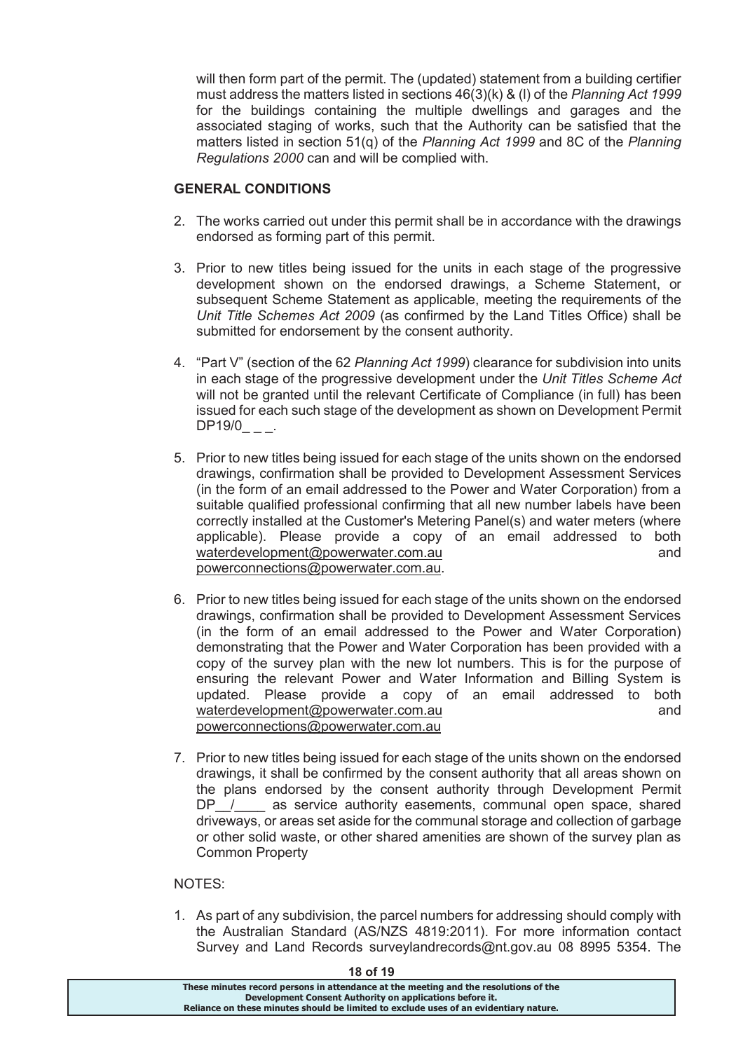will then form part of the permit. The (updated) statement from a building certifier must address the matters listed in sections 46(3)(k) & (l) of the *Planning Act 1999* for the buildings containing the multiple dwellings and garages and the associated staging of works, such that the Authority can be satisfied that the matters listed in section 51(q) of the *Planning Act 1999* and 8C of the *Planning Regulations 2000* can and will be complied with.

**GENERAL CONDITIONS**

2. The works carried out under this permit shall be in accordance with the drawings endorsed as forming part of this permit.

3. Prior to new titles being issued for the units in each stage of the progressive development shown on the endorsed drawings, a Scheme Statement, or subsequent Scheme Statement as applicable, meeting the requirements of the *Unit Title Schemes Act 2009* (as confirmed by the Land Titles Office) shall be submitted for endorsement by the consent authority.

4. "Part V" (section of the 62 *Planning Act 1999*) clearance for subdivision into units in each stage of the progressive development under the *Unit Titles Scheme Act* will not be granted until the relevant Certificate of Compliance (in full) has been issued for each such stage of the development as shown on Development Permit DP19/0_ _ _.

5. Prior to new titles being issued for each stage of the units shown on the endorsed drawings, confirmation shall be provided to Development Assessment Services (in the form of an email addressed to the Power and Water Corporation) from a suitable qualified professional confirming that all new number labels have been correctly installed at the Customer's Metering Panel(s) and water meters (where applicable). Please provide a copy of an email addressed to both waterdevelopment@powerwater.com.au and powerconnections@powerwater.com.au.

6. Prior to new titles being issued for each stage of the units shown on the endorsed drawings, confirmation shall be provided to Development Assessment Services (in the form of an email addressed to the Power and Water Corporation) demonstrating that the Power and Water Corporation has been provided with a copy of the survey plan with the new lot numbers. This is for the purpose of ensuring the relevant Power and Water Information and Billing System is updated. Please provide a copy of an email addressed to both waterdevelopment@powerwater.com.au and powerconnections@powerwater.com.au

7. Prior to new titles being issued for each stage of the units shown on the endorsed drawings, it shall be confirmed by the consent authority that all areas shown on the plans endorsed by the consent authority through Development Permit DP__/____ as service authority easements, communal open space, shared driveways, or areas set aside for the communal storage and collection of garbage or other solid waste, or other shared amenities are shown of the survey plan as Common Property

NOTES:

1. As part of any subdivision, the parcel numbers for addressing should comply with the Australian Standard (AS/NZS 4819:2011). For more information contact Survey and Land Records surveylandrecords@nt.gov.au 08 8995 5354. The

These minutes record persons in attendance at the meeting and the resolutions of the Development Consent Authority on applications before it.
Reliance on these minutes should be limited to exclude uses of an evidentiary nature.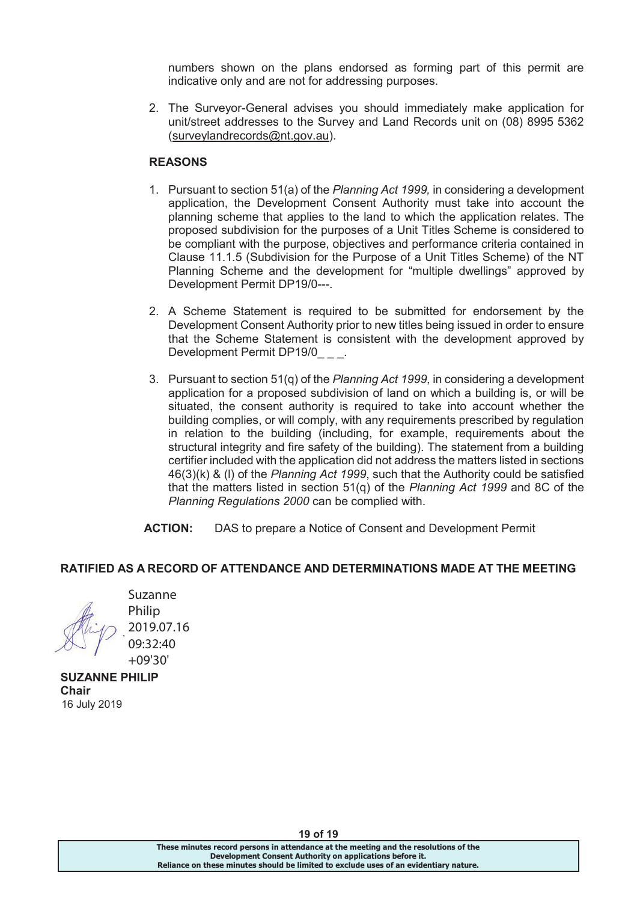numbers shown on the plans endorsed as forming part of this permit are indicative only and are not for addressing purposes.

2. The Surveyor-General advises you should immediately make application for unit/street addresses to the Survey and Land Records unit on (08) 8995 5362 (surveylandrecords@nt.gov.au).

**REASONS**

1. Pursuant to section 51(a) of the *Planning Act 1999,* in considering a development application, the Development Consent Authority must take into account the planning scheme that applies to the land to which the application relates. The proposed subdivision for the purposes of a Unit Titles Scheme is considered to be compliant with the purpose, objectives and performance criteria contained in Clause 11.1.5 (Subdivision for the Purpose of a Unit Titles Scheme) of the NT Planning Scheme and the development for "multiple dwellings" approved by Development Permit DP19/0---.

2. A Scheme Statement is required to be submitted for endorsement by the Development Consent Authority prior to new titles being issued in order to ensure that the Scheme Statement is consistent with the development approved by Development Permit DP19/0_ _ _.

3. Pursuant to section 51(q) of the *Planning Act 1999*, in considering a development application for a proposed subdivision of land on which a building is, or will be situated, the consent authority is required to take into account whether the building complies, or will comply, with any requirements prescribed by regulation in relation to the building (including, for example, requirements about the structural integrity and fire safety of the building). The statement from a building certifier included with the application did not address the matters listed in sections 46(3)(k) & (l) of the *Planning Act 1999*, such that the Authority could be satisfied that the matters listed in section 51(q) of the *Planning Act 1999* and 8C of the *Planning Regulations 2000* can be complied with.

**ACTION:** DAS to prepare a Notice of Consent and Development Permit

**RATIFIED AS A RECORD OF ATTENDANCE AND DETERMINATIONS MADE AT THE MEETING**

Suzanne Philip
2019.07.16
09:32:40
+09'30'

**SUZANNE PHILIP**
**Chair**
16 July 2019

**These minutes record persons in attendance at the meeting and the resolutions of the Development Consent Authority on applications before it. Reliance on these minutes should be limited to exclude uses of an evidentiary nature.**